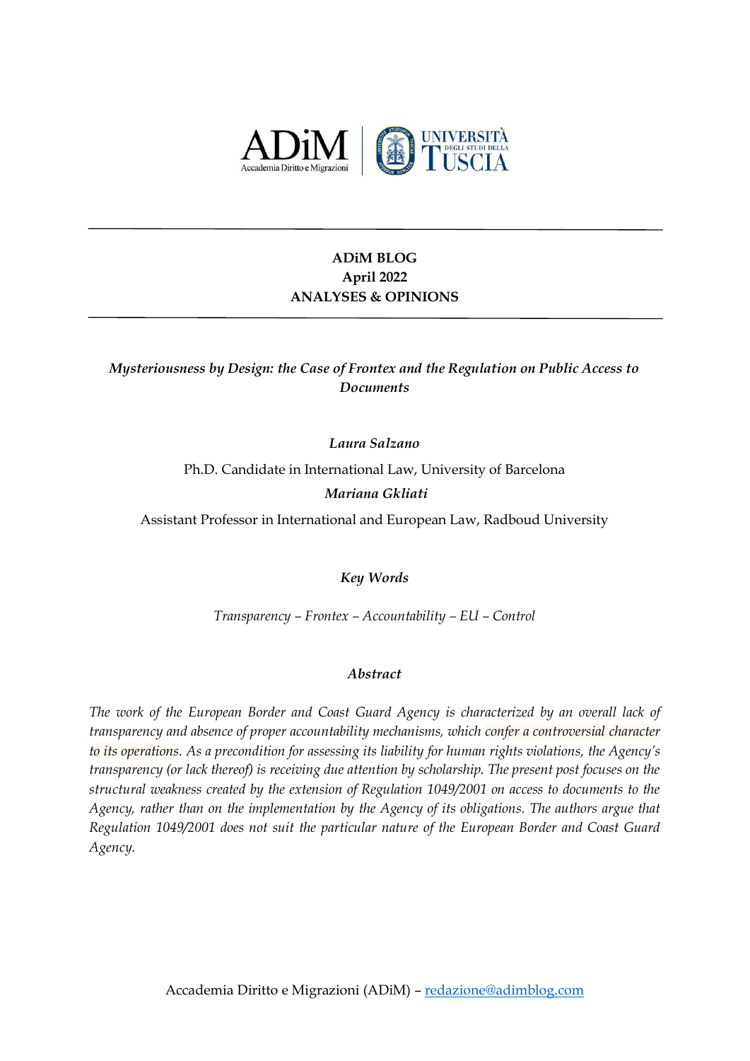**ADiM BLOG**
**April 2022**
**ANALYSES & OPINIONS**

# *Mysteriousness by Design: the Case of Frontex and the Regulation on Public Access to Documents*

***Laura Salzano***

Ph.D. Candidate in International Law, University of Barcelona

***Mariana Gkliati***

Assistant Professor in International and European Law, Radboud University

***Key Words***

*Transparency – Frontex – Accountability – EU – Control*

***Abstract***

*The work of the European Border and Coast Guard Agency is characterized by an overall lack of transparency and absence of proper accountability mechanisms, which confer a controversial character to its operations. As a precondition for assessing its liability for human rights violations, the Agency's transparency (or lack thereof) is receiving due attention by scholarship. The present post focuses on the structural weakness created by the extension of Regulation 1049/2001 on access to documents to the Agency, rather than on the implementation by the Agency of its obligations. The authors argue that Regulation 1049/2001 does not suit the particular nature of the European Border and Coast Guard Agency.*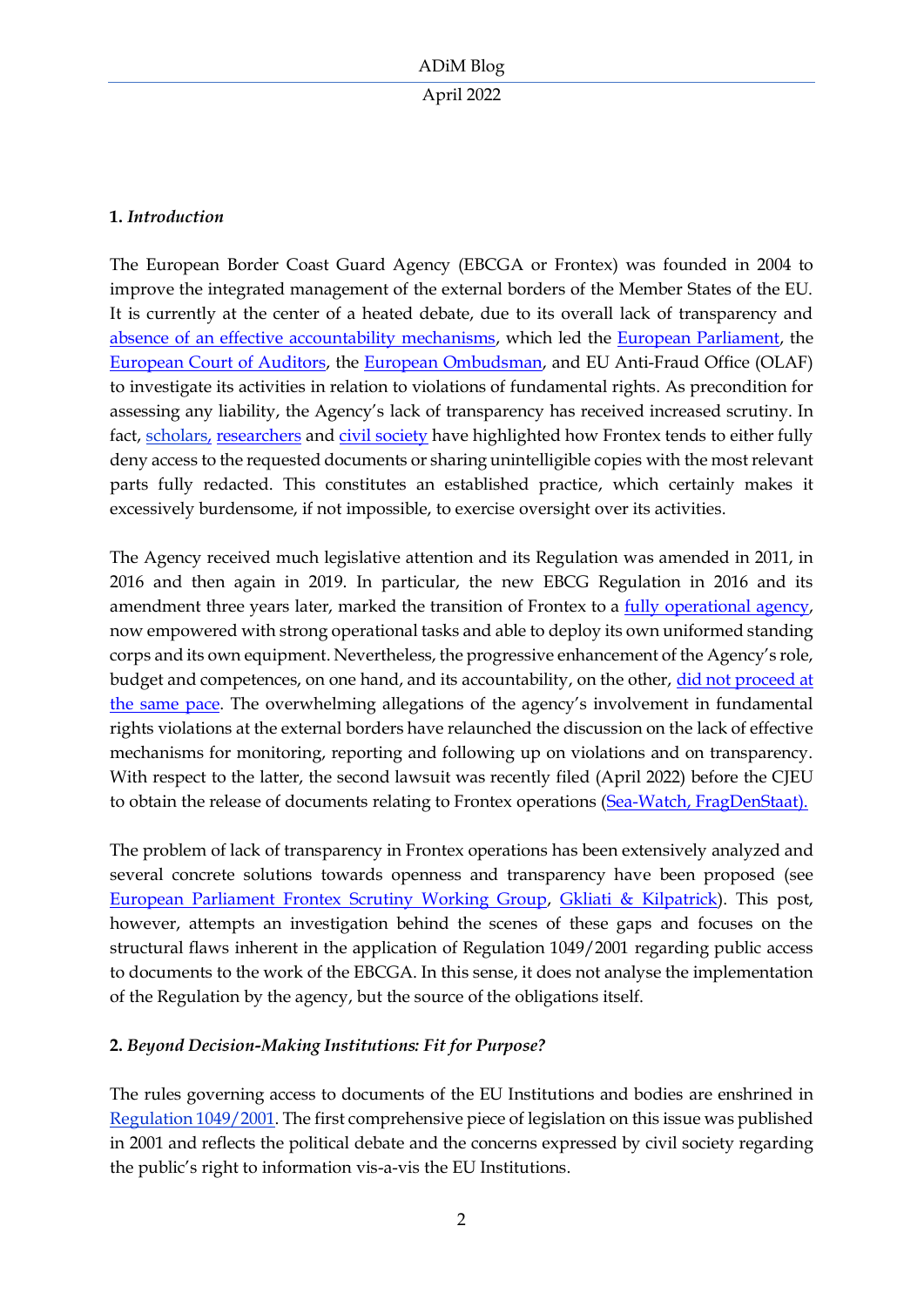### 1. *Introduction*

The European Border Coast Guard Agency (EBCGA or Frontex) was founded in 2004 to improve the integrated management of the external borders of the Member States of the EU. It is currently at the center of a heated debate, due to its overall lack of transparency and absence of an effective accountability mechanisms, which led the European Parliament, the European Court of Auditors, the European Ombudsman, and EU Anti-Fraud Office (OLAF) to investigate its activities in relation to violations of fundamental rights. As precondition for assessing any liability, the Agency's lack of transparency has received increased scrutiny. In fact, scholars, researchers and civil society have highlighted how Frontex tends to either fully deny access to the requested documents or sharing unintelligible copies with the most relevant parts fully redacted. This constitutes an established practice, which certainly makes it excessively burdensome, if not impossible, to exercise oversight over its activities.

The Agency received much legislative attention and its Regulation was amended in 2011, in 2016 and then again in 2019. In particular, the new EBCG Regulation in 2016 and its amendment three years later, marked the transition of Frontex to a fully operational agency, now empowered with strong operational tasks and able to deploy its own uniformed standing corps and its own equipment. Nevertheless, the progressive enhancement of the Agency's role, budget and competences, on one hand, and its accountability, on the other, did not proceed at the same pace. The overwhelming allegations of the agency's involvement in fundamental rights violations at the external borders have relaunched the discussion on the lack of effective mechanisms for monitoring, reporting and following up on violations and on transparency. With respect to the latter, the second lawsuit was recently filed (April 2022) before the CJEU to obtain the release of documents relating to Frontex operations (Sea-Watch, FragDenStaat).

The problem of lack of transparency in Frontex operations has been extensively analyzed and several concrete solutions towards openness and transparency have been proposed (see European Parliament Frontex Scrutiny Working Group, Gkliati & Kilpatrick). This post, however, attempts an investigation behind the scenes of these gaps and focuses on the structural flaws inherent in the application of Regulation 1049/2001 regarding public access to documents to the work of the EBCGA. In this sense, it does not analyse the implementation of the Regulation by the agency, but the source of the obligations itself.

### 2. *Beyond Decision-Making Institutions: Fit for Purpose?*

The rules governing access to documents of the EU Institutions and bodies are enshrined in Regulation 1049/2001. The first comprehensive piece of legislation on this issue was published in 2001 and reflects the political debate and the concerns expressed by civil society regarding the public's right to information vis-a-vis the EU Institutions.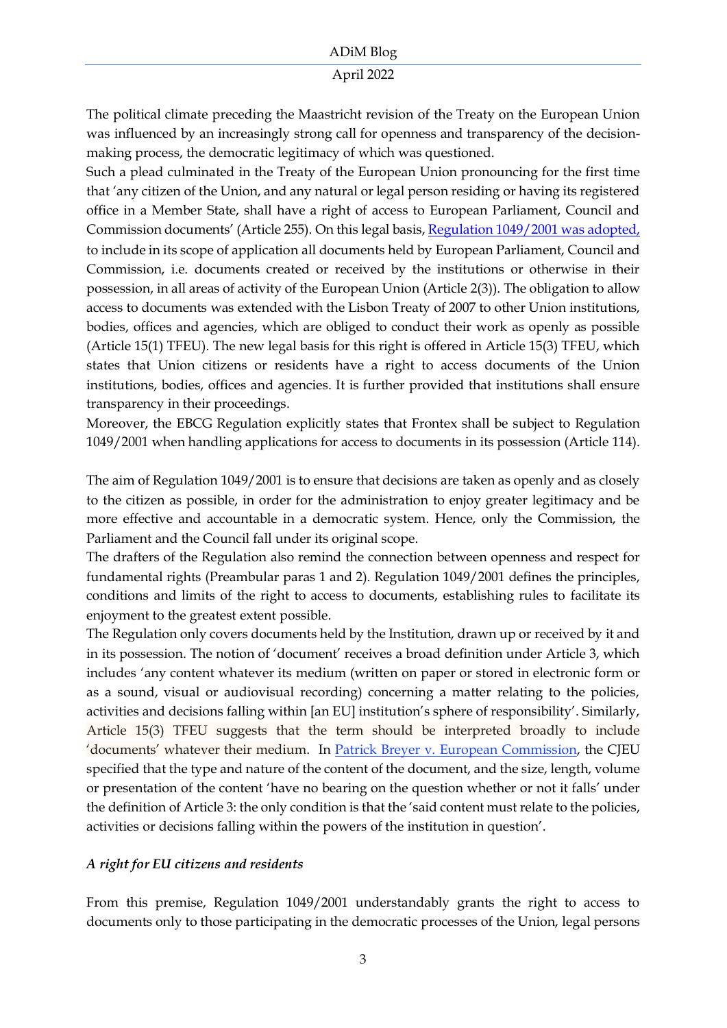The political climate preceding the Maastricht revision of the Treaty on the European Union was influenced by an increasingly strong call for openness and transparency of the decision-making process, the democratic legitimacy of which was questioned.

Such a plead culminated in the Treaty of the European Union pronouncing for the first time that 'any citizen of the Union, and any natural or legal person residing or having its registered office in a Member State, shall have a right of access to European Parliament, Council and Commission documents' (Article 255). On this legal basis, [Regulation 1049/2001 was adopted,] to include in its scope of application all documents held by European Parliament, Council and Commission, i.e. documents created or received by the institutions or otherwise in their possession, in all areas of activity of the European Union (Article 2(3)). The obligation to allow access to documents was extended with the Lisbon Treaty of 2007 to other Union institutions, bodies, offices and agencies, which are obliged to conduct their work as openly as possible (Article 15(1) TFEU). The new legal basis for this right is offered in Article 15(3) TFEU, which states that Union citizens or residents have a right to access documents of the Union institutions, bodies, offices and agencies. It is further provided that institutions shall ensure transparency in their proceedings.

Moreover, the EBCG Regulation explicitly states that Frontex shall be subject to Regulation 1049/2001 when handling applications for access to documents in its possession (Article 114).

The aim of Regulation 1049/2001 is to ensure that decisions are taken as openly and as closely to the citizen as possible, in order for the administration to enjoy greater legitimacy and be more effective and accountable in a democratic system. Hence, only the Commission, the Parliament and the Council fall under its original scope.

The drafters of the Regulation also remind the connection between openness and respect for fundamental rights (Preambular paras 1 and 2). Regulation 1049/2001 defines the principles, conditions and limits of the right to access to documents, establishing rules to facilitate its enjoyment to the greatest extent possible.

The Regulation only covers documents held by the Institution, drawn up or received by it and in its possession. The notion of 'document' receives a broad definition under Article 3, which includes 'any content whatever its medium (written on paper or stored in electronic form or as a sound, visual or audiovisual recording) concerning a matter relating to the policies, activities and decisions falling within [an EU] institution's sphere of responsibility'. Similarly, Article 15(3) TFEU suggests that the term should be interpreted broadly to include 'documents' whatever their medium. In [Patrick Breyer v. European Commission], the CJEU specified that the type and nature of the content of the document, and the size, length, volume or presentation of the content 'have no bearing on the question whether or not it falls' under the definition of Article 3: the only condition is that the 'said content must relate to the policies, activities or decisions falling within the powers of the institution in question'.

### *A right for EU citizens and residents*

From this premise, Regulation 1049/2001 understandably grants the right to access to documents only to those participating in the democratic processes of the Union, legal persons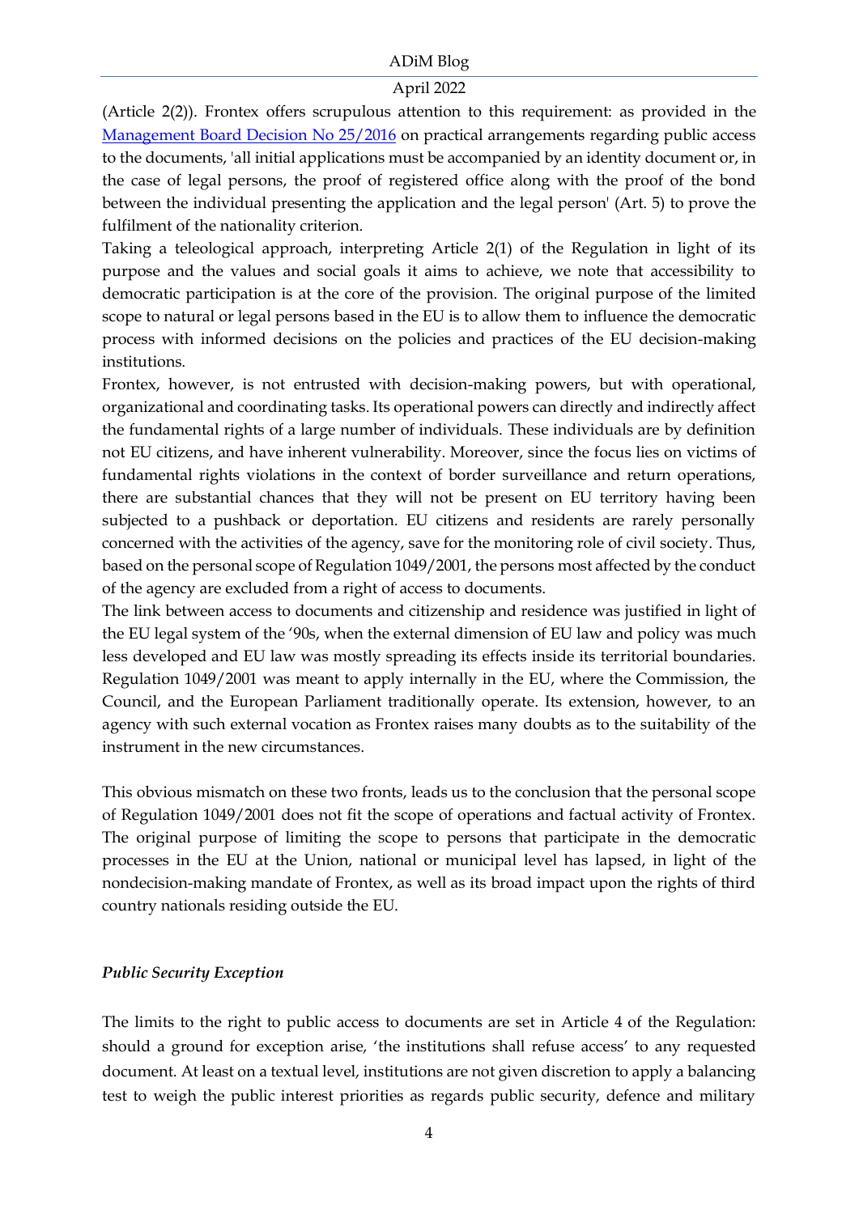(Article 2(2)). Frontex offers scrupulous attention to this requirement: as provided in the [Management Board Decision No 25/2016](#) on practical arrangements regarding public access to the documents, 'all initial applications must be accompanied by an identity document or, in the case of legal persons, the proof of registered office along with the proof of the bond between the individual presenting the application and the legal person' (Art. 5) to prove the fulfilment of the nationality criterion.

Taking a teleological approach, interpreting Article 2(1) of the Regulation in light of its purpose and the values and social goals it aims to achieve, we note that accessibility to democratic participation is at the core of the provision. The original purpose of the limited scope to natural or legal persons based in the EU is to allow them to influence the democratic process with informed decisions on the policies and practices of the EU decision-making institutions.

Frontex, however, is not entrusted with decision-making powers, but with operational, organizational and coordinating tasks. Its operational powers can directly and indirectly affect the fundamental rights of a large number of individuals. These individuals are by definition not EU citizens, and have inherent vulnerability. Moreover, since the focus lies on victims of fundamental rights violations in the context of border surveillance and return operations, there are substantial chances that they will not be present on EU territory having been subjected to a pushback or deportation. EU citizens and residents are rarely personally concerned with the activities of the agency, save for the monitoring role of civil society. Thus, based on the personal scope of Regulation 1049/2001, the persons most affected by the conduct of the agency are excluded from a right of access to documents.

The link between access to documents and citizenship and residence was justified in light of the EU legal system of the '90s, when the external dimension of EU law and policy was much less developed and EU law was mostly spreading its effects inside its territorial boundaries. Regulation 1049/2001 was meant to apply internally in the EU, where the Commission, the Council, and the European Parliament traditionally operate. Its extension, however, to an agency with such external vocation as Frontex raises many doubts as to the suitability of the instrument in the new circumstances.

This obvious mismatch on these two fronts, leads us to the conclusion that the personal scope of Regulation 1049/2001 does not fit the scope of operations and factual activity of Frontex. The original purpose of limiting the scope to persons that participate in the democratic processes in the EU at the Union, national or municipal level has lapsed, in light of the nondecision-making mandate of Frontex, as well as its broad impact upon the rights of third country nationals residing outside the EU.

### *Public Security Exception*

The limits to the right to public access to documents are set in Article 4 of the Regulation: should a ground for exception arise, 'the institutions shall refuse access' to any requested document. At least on a textual level, institutions are not given discretion to apply a balancing test to weigh the public interest priorities as regards public security, defence and military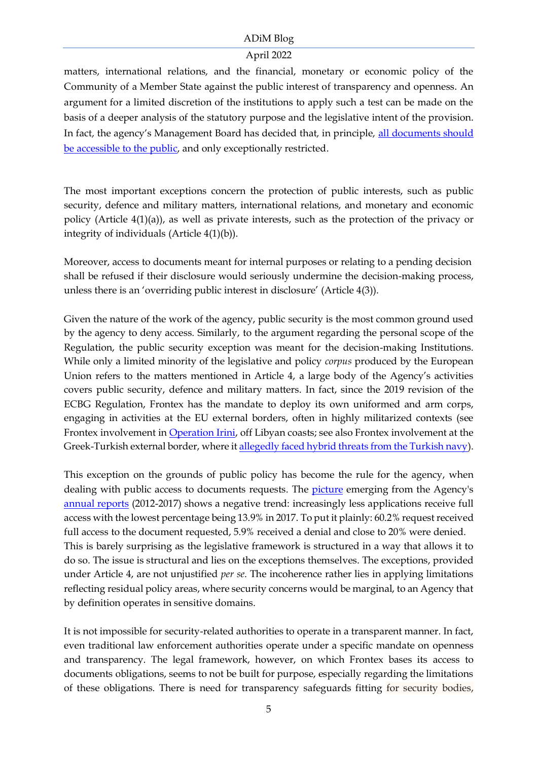matters, international relations, and the financial, monetary or economic policy of the Community of a Member State against the public interest of transparency and openness. An argument for a limited discretion of the institutions to apply such a test can be made on the basis of a deeper analysis of the statutory purpose and the legislative intent of the provision. In fact, the agency's Management Board has decided that, in principle, all documents should be accessible to the public, and only exceptionally restricted.

The most important exceptions concern the protection of public interests, such as public security, defence and military matters, international relations, and monetary and economic policy (Article 4(1)(a)), as well as private interests, such as the protection of the privacy or integrity of individuals (Article 4(1)(b)).

Moreover, access to documents meant for internal purposes or relating to a pending decision shall be refused if their disclosure would seriously undermine the decision-making process, unless there is an 'overriding public interest in disclosure' (Article 4(3)).

Given the nature of the work of the agency, public security is the most common ground used by the agency to deny access. Similarly, to the argument regarding the personal scope of the Regulation, the public security exception was meant for the decision-making Institutions. While only a limited minority of the legislative and policy *corpus* produced by the European Union refers to the matters mentioned in Article 4, a large body of the Agency's activities covers public security, defence and military matters. In fact, since the 2019 revision of the ECBG Regulation, Frontex has the mandate to deploy its own uniformed and arm corps, engaging in activities at the EU external borders, often in highly militarized contexts (see Frontex involvement in Operation Irini, off Libyan coasts; see also Frontex involvement at the Greek-Turkish external border, where it allegedly faced hybrid threats from the Turkish navy).

This exception on the grounds of public policy has become the rule for the agency, when dealing with public access to documents requests. The picture emerging from the Agency's annual reports (2012-2017) shows a negative trend: increasingly less applications receive full access with the lowest percentage being 13.9% in 2017. To put it plainly: 60.2% request received full access to the document requested, 5.9% received a denial and close to 20% were denied. This is barely surprising as the legislative framework is structured in a way that allows it to do so. The issue is structural and lies on the exceptions themselves. The exceptions, provided under Article 4, are not unjustified *per se*. The incoherence rather lies in applying limitations reflecting residual policy areas, where security concerns would be marginal, to an Agency that by definition operates in sensitive domains.

It is not impossible for security-related authorities to operate in a transparent manner. In fact, even traditional law enforcement authorities operate under a specific mandate on openness and transparency. The legal framework, however, on which Frontex bases its access to documents obligations, seems to not be built for purpose, especially regarding the limitations of these obligations. There is need for transparency safeguards fitting for security bodies,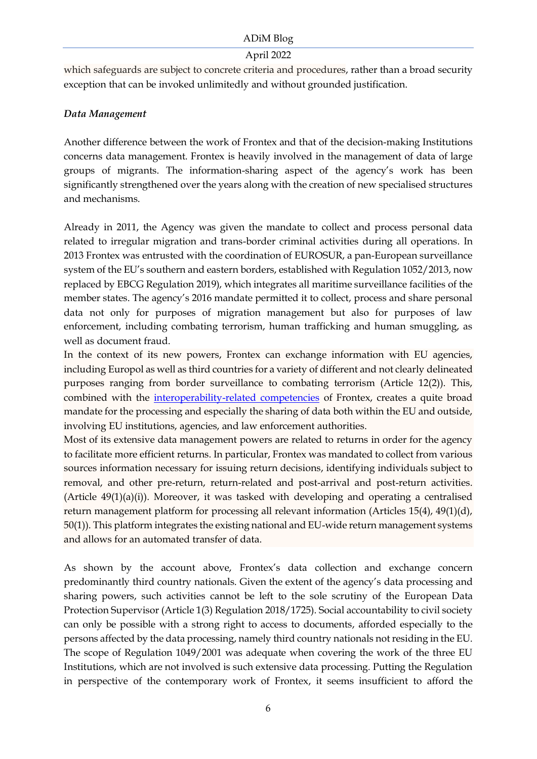which safeguards are subject to concrete criteria and procedures, rather than a broad security exception that can be invoked unlimitedly and without grounded justification.

*Data Management*

Another difference between the work of Frontex and that of the decision-making Institutions concerns data management. Frontex is heavily involved in the management of data of large groups of migrants. The information-sharing aspect of the agency's work has been significantly strengthened over the years along with the creation of new specialised structures and mechanisms.

Already in 2011, the Agency was given the mandate to collect and process personal data related to irregular migration and trans-border criminal activities during all operations. In 2013 Frontex was entrusted with the coordination of EUROSUR, a pan-European surveillance system of the EU's southern and eastern borders, established with Regulation 1052/2013, now replaced by EBCG Regulation 2019), which integrates all maritime surveillance facilities of the member states. The agency's 2016 mandate permitted it to collect, process and share personal data not only for purposes of migration management but also for purposes of law enforcement, including combating terrorism, human trafficking and human smuggling, as well as document fraud.

In the context of its new powers, Frontex can exchange information with EU agencies, including Europol as well as third countries for a variety of different and not clearly delineated purposes ranging from border surveillance to combating terrorism (Article 12(2)). This, combined with the [interoperability-related competencies]() of Frontex, creates a quite broad mandate for the processing and especially the sharing of data both within the EU and outside, involving EU institutions, agencies, and law enforcement authorities.

Most of its extensive data management powers are related to returns in order for the agency to facilitate more efficient returns. In particular, Frontex was mandated to collect from various sources information necessary for issuing return decisions, identifying individuals subject to removal, and other pre-return, return-related and post-arrival and post-return activities. (Article 49(1)(a)(i)). Moreover, it was tasked with developing and operating a centralised return management platform for processing all relevant information (Articles 15(4), 49(1)(d), 50(1)). This platform integrates the existing national and EU-wide return management systems and allows for an automated transfer of data.

As shown by the account above, Frontex's data collection and exchange concern predominantly third country nationals. Given the extent of the agency's data processing and sharing powers, such activities cannot be left to the sole scrutiny of the European Data Protection Supervisor (Article 1(3) Regulation 2018/1725). Social accountability to civil society can only be possible with a strong right to access to documents, afforded especially to the persons affected by the data processing, namely third country nationals not residing in the EU. The scope of Regulation 1049/2001 was adequate when covering the work of the three EU Institutions, which are not involved is such extensive data processing. Putting the Regulation in perspective of the contemporary work of Frontex, it seems insufficient to afford the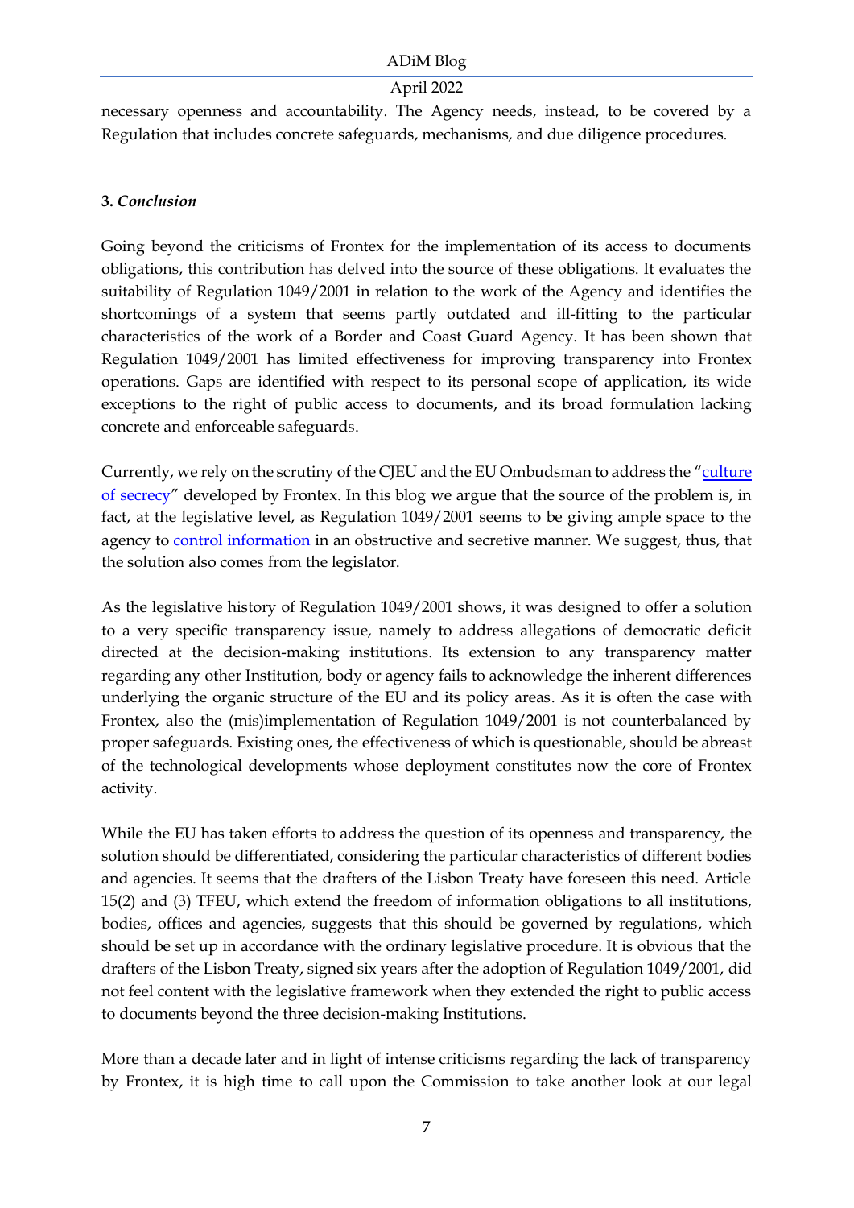necessary openness and accountability. The Agency needs, instead, to be covered by a Regulation that includes concrete safeguards, mechanisms, and due diligence procedures.

### 3. *Conclusion*

Going beyond the criticisms of Frontex for the implementation of its access to documents obligations, this contribution has delved into the source of these obligations. It evaluates the suitability of Regulation 1049/2001 in relation to the work of the Agency and identifies the shortcomings of a system that seems partly outdated and ill-fitting to the particular characteristics of the work of a Border and Coast Guard Agency. It has been shown that Regulation 1049/2001 has limited effectiveness for improving transparency into Frontex operations. Gaps are identified with respect to its personal scope of application, its wide exceptions to the right of public access to documents, and its broad formulation lacking concrete and enforceable safeguards.

Currently, we rely on the scrutiny of the CJEU and the EU Ombudsman to address the "culture of secrecy" developed by Frontex. In this blog we argue that the source of the problem is, in fact, at the legislative level, as Regulation 1049/2001 seems to be giving ample space to the agency to control information in an obstructive and secretive manner. We suggest, thus, that the solution also comes from the legislator.

As the legislative history of Regulation 1049/2001 shows, it was designed to offer a solution to a very specific transparency issue, namely to address allegations of democratic deficit directed at the decision-making institutions. Its extension to any transparency matter regarding any other Institution, body or agency fails to acknowledge the inherent differences underlying the organic structure of the EU and its policy areas. As it is often the case with Frontex, also the (mis)implementation of Regulation 1049/2001 is not counterbalanced by proper safeguards. Existing ones, the effectiveness of which is questionable, should be abreast of the technological developments whose deployment constitutes now the core of Frontex activity.

While the EU has taken efforts to address the question of its openness and transparency, the solution should be differentiated, considering the particular characteristics of different bodies and agencies. It seems that the drafters of the Lisbon Treaty have foreseen this need. Article 15(2) and (3) TFEU, which extend the freedom of information obligations to all institutions, bodies, offices and agencies, suggests that this should be governed by regulations, which should be set up in accordance with the ordinary legislative procedure. It is obvious that the drafters of the Lisbon Treaty, signed six years after the adoption of Regulation 1049/2001, did not feel content with the legislative framework when they extended the right to public access to documents beyond the three decision-making Institutions.

More than a decade later and in light of intense criticisms regarding the lack of transparency by Frontex, it is high time to call upon the Commission to take another look at our legal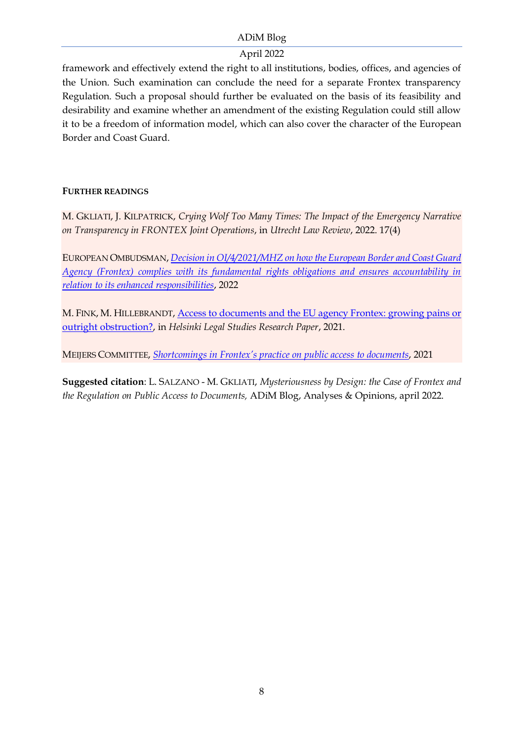framework and effectively extend the right to all institutions, bodies, offices, and agencies of the Union. Such examination can conclude the need for a separate Frontex transparency Regulation. Such a proposal should further be evaluated on the basis of its feasibility and desirability and examine whether an amendment of the existing Regulation could still allow it to be a freedom of information model, which can also cover the character of the European Border and Coast Guard.

**FURTHER READINGS**

M. GKLIATI, J. KILPATRICK, *Crying Wolf Too Many Times: The Impact of the Emergency Narrative on Transparency in FRONTEX Joint Operations*, in *Utrecht Law Review*, 2022. 17(4)

EUROPEAN OMBUDSMAN, *Decision in OI/4/2021/MHZ on how the European Border and Coast Guard Agency (Frontex) complies with its fundamental rights obligations and ensures accountability in relation to its enhanced responsibilities*, 2022

M. FINK, M. HILLEBRANDT, Access to documents and the EU agency Frontex: growing pains or outright obstruction?, in *Helsinki Legal Studies Research Paper*, 2021.

MEIJERS COMMITTEE, *Shortcomings in Frontex's practice on public access to documents*, 2021

**Suggested citation**: L. SALZANO - M. GKLIATI, *Mysteriousness by Design: the Case of Frontex and the Regulation on Public Access to Documents,* ADiM Blog, Analyses & Opinions, april 2022.